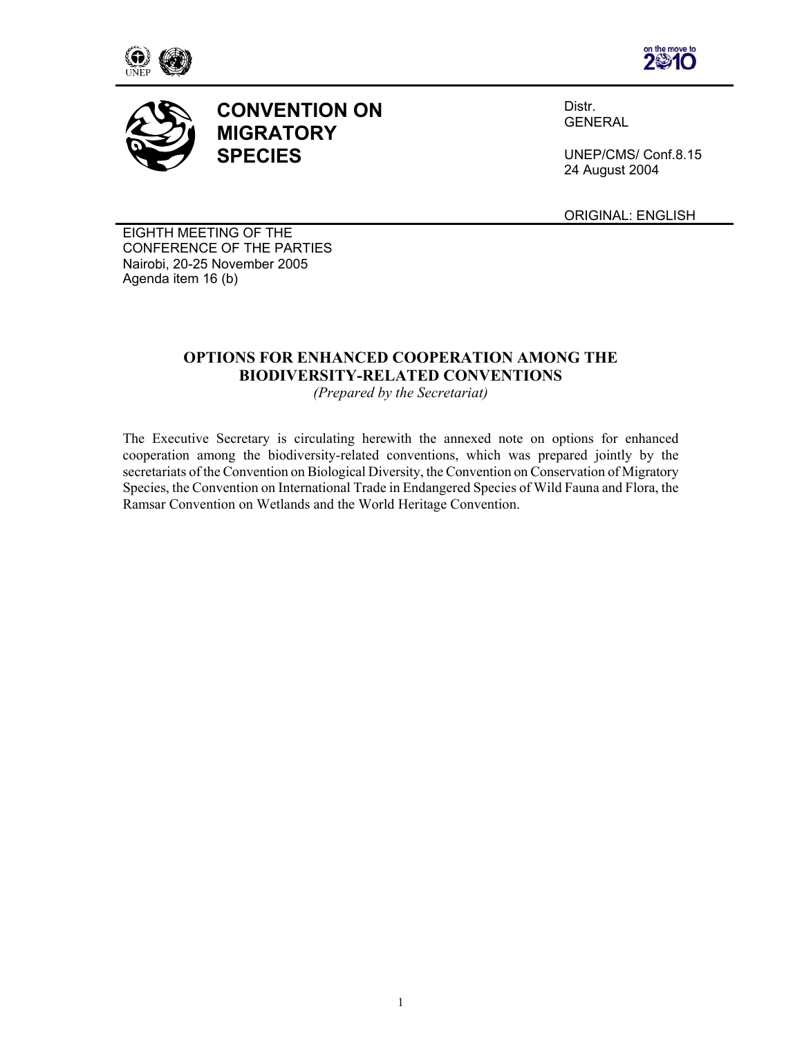# CONVENTION ON MIGRATORY SPECIES

Distr.
GENERAL

UNEP/CMS/ Conf.8.15
24 August 2004

ORIGINAL: ENGLISH

EIGHTH MEETING OF THE
CONFERENCE OF THE PARTIES
Nairobi, 20-25 November 2005
Agenda item 16 (b)

## OPTIONS FOR ENHANCED COOPERATION AMONG THE BIODIVERSITY-RELATED CONVENTIONS

*(Prepared by the Secretariat)*

The Executive Secretary is circulating herewith the annexed note on options for enhanced cooperation among the biodiversity-related conventions, which was prepared jointly by the secretariats of the Convention on Biological Diversity, the Convention on Conservation of Migratory Species, the Convention on International Trade in Endangered Species of Wild Fauna and Flora, the Ramsar Convention on Wetlands and the World Heritage Convention.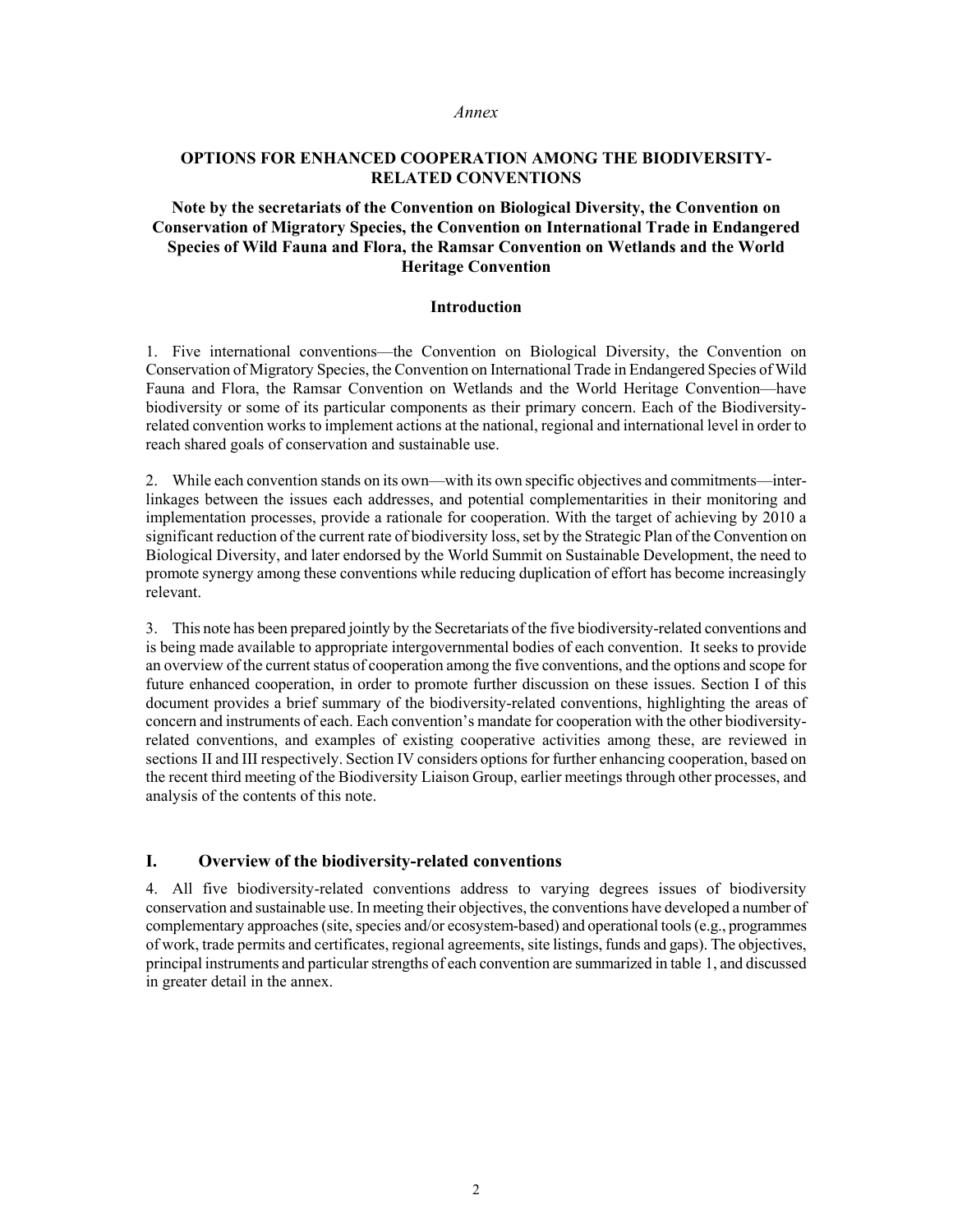*Annex*

## OPTIONS FOR ENHANCED COOPERATION AMONG THE BIODIVERSITY-RELATED CONVENTIONS

### Note by the secretariats of the Convention on Biological Diversity, the Convention on Conservation of Migratory Species, the Convention on International Trade in Endangered Species of Wild Fauna and Flora, the Ramsar Convention on Wetlands and the World Heritage Convention

### Introduction

1. Five international conventions—the Convention on Biological Diversity, the Convention on Conservation of Migratory Species, the Convention on International Trade in Endangered Species of Wild Fauna and Flora, the Ramsar Convention on Wetlands and the World Heritage Convention—have biodiversity or some of its particular components as their primary concern. Each of the Biodiversity-related convention works to implement actions at the national, regional and international level in order to reach shared goals of conservation and sustainable use.

2. While each convention stands on its own—with its own specific objectives and commitments—inter-linkages between the issues each addresses, and potential complementarities in their monitoring and implementation processes, provide a rationale for cooperation. With the target of achieving by 2010 a significant reduction of the current rate of biodiversity loss, set by the Strategic Plan of the Convention on Biological Diversity, and later endorsed by the World Summit on Sustainable Development, the need to promote synergy among these conventions while reducing duplication of effort has become increasingly relevant.

3. This note has been prepared jointly by the Secretariats of the five biodiversity-related conventions and is being made available to appropriate intergovernmental bodies of each convention. It seeks to provide an overview of the current status of cooperation among the five conventions, and the options and scope for future enhanced cooperation, in order to promote further discussion on these issues. Section I of this document provides a brief summary of the biodiversity-related conventions, highlighting the areas of concern and instruments of each. Each convention's mandate for cooperation with the other biodiversity-related conventions, and examples of existing cooperative activities among these, are reviewed in sections II and III respectively. Section IV considers options for further enhancing cooperation, based on the recent third meeting of the Biodiversity Liaison Group, earlier meetings through other processes, and analysis of the contents of this note.

## I. Overview of the biodiversity-related conventions

4. All five biodiversity-related conventions address to varying degrees issues of biodiversity conservation and sustainable use. In meeting their objectives, the conventions have developed a number of complementary approaches (site, species and/or ecosystem-based) and operational tools (e.g., programmes of work, trade permits and certificates, regional agreements, site listings, funds and gaps). The objectives, principal instruments and particular strengths of each convention are summarized in table 1, and discussed in greater detail in the annex.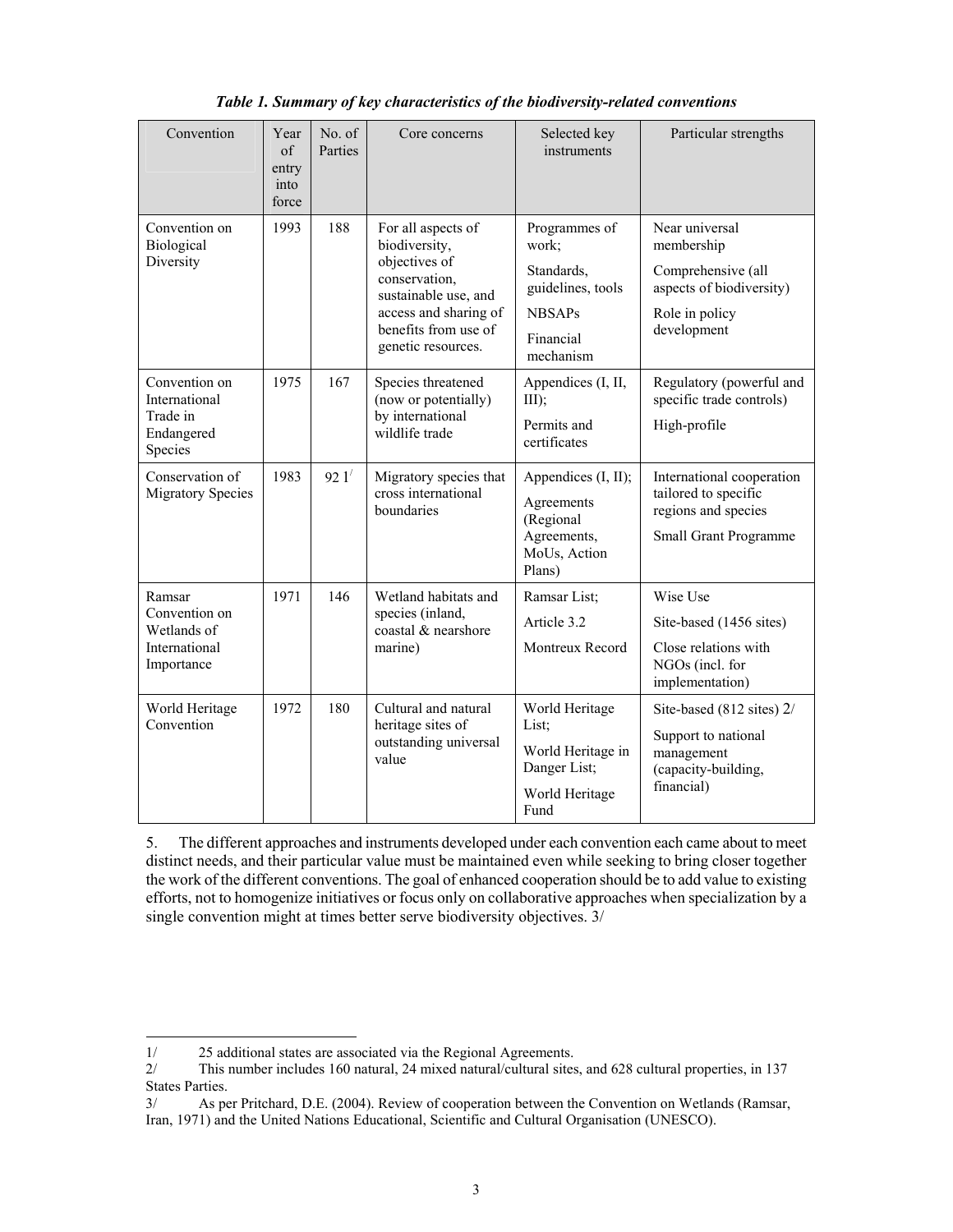*Table 1. Summary of key characteristics of the biodiversity-related conventions*

| Convention | Year of entry into force | No. of Parties | Core concerns | Selected key instruments | Particular strengths |
|---|---|---|---|---|---|
| Convention on Biological Diversity | 1993 | 188 | For all aspects of biodiversity, objectives of conservation, sustainable use, and access and sharing of benefits from use of genetic resources. | Programmes of work; Standards, guidelines, tools; NBSAPs; Financial mechanism | Near universal membership; Comprehensive (all aspects of biodiversity); Role in policy development |
| Convention on International Trade in Endangered Species | 1975 | 167 | Species threatened (now or potentially) by international wildlife trade | Appendices (I, II, III); Permits and certificates | Regulatory (powerful and specific trade controls); High-profile |
| Conservation of Migratory Species | 1983 | 92 1/ | Migratory species that cross international boundaries | Appendices (I, II); Agreements (Regional Agreements, MoUs, Action Plans) | International cooperation tailored to specific regions and species; Small Grant Programme |
| Ramsar Convention on Wetlands of International Importance | 1971 | 146 | Wetland habitats and species (inland, coastal & nearshore marine) | Ramsar List; Article 3.2; Montreux Record | Wise Use; Site-based (1456 sites); Close relations with NGOs (incl. for implementation) |
| World Heritage Convention | 1972 | 180 | Cultural and natural heritage sites of outstanding universal value | World Heritage List; World Heritage in Danger List; World Heritage Fund | Site-based (812 sites) 2/; Support to national management (capacity-building, financial) |

5. The different approaches and instruments developed under each convention each came about to meet distinct needs, and their particular value must be maintained even while seeking to bring closer together the work of the different conventions. The goal of enhanced cooperation should be to add value to existing efforts, not to homogenize initiatives or focus only on collaborative approaches when specialization by a single convention might at times better serve biodiversity objectives. 3/

---

1/ 25 additional states are associated via the Regional Agreements.

2/ This number includes 160 natural, 24 mixed natural/cultural sites, and 628 cultural properties, in 137 States Parties.

3/ As per Pritchard, D.E. (2004). Review of cooperation between the Convention on Wetlands (Ramsar, Iran, 1971) and the United Nations Educational, Scientific and Cultural Organisation (UNESCO).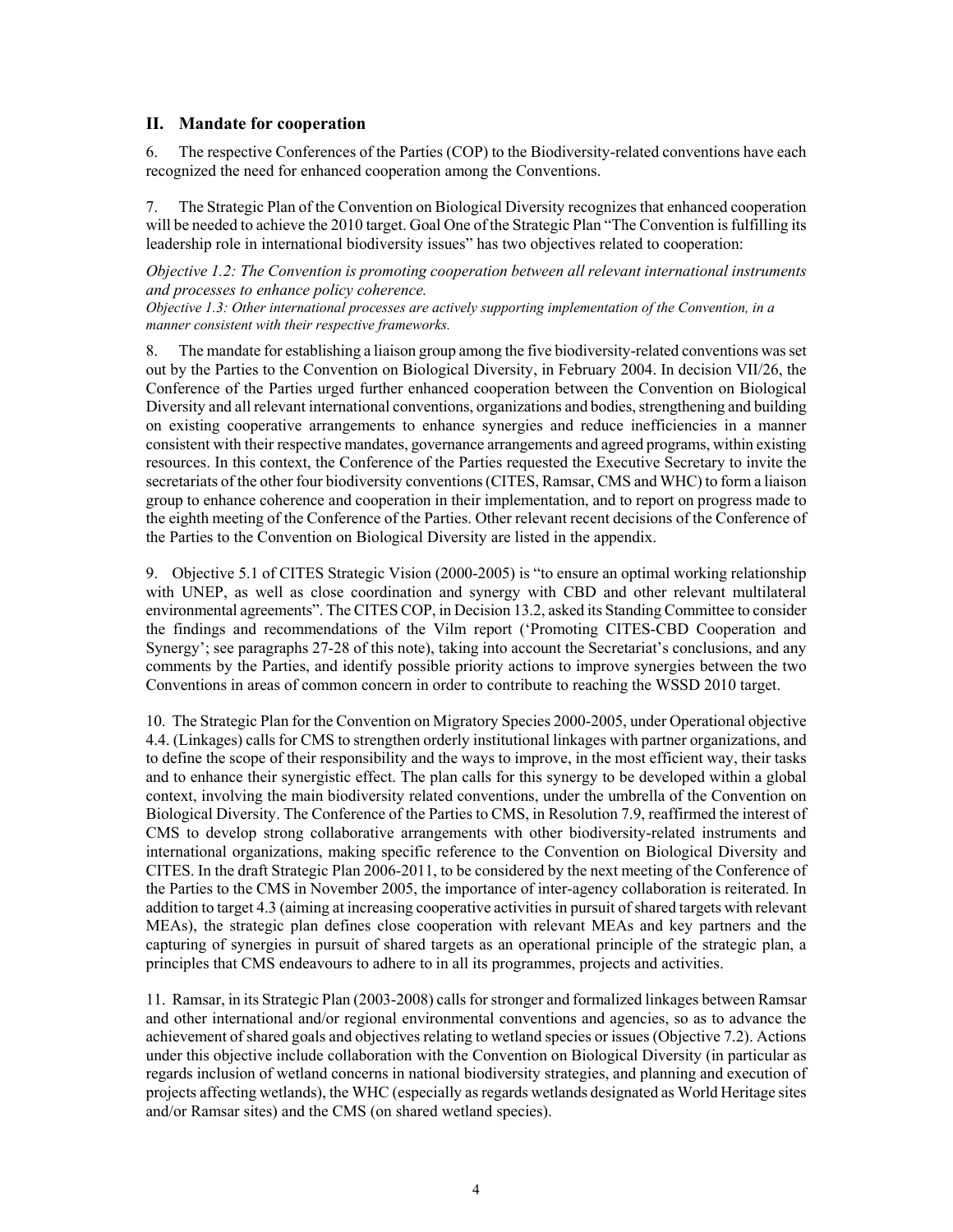## II. Mandate for cooperation

6. The respective Conferences of the Parties (COP) to the Biodiversity-related conventions have each recognized the need for enhanced cooperation among the Conventions.

7. The Strategic Plan of the Convention on Biological Diversity recognizes that enhanced cooperation will be needed to achieve the 2010 target. Goal One of the Strategic Plan "The Convention is fulfilling its leadership role in international biodiversity issues" has two objectives related to cooperation:

*Objective 1.2: The Convention is promoting cooperation between all relevant international instruments and processes to enhance policy coherence.*
*Objective 1.3: Other international processes are actively supporting implementation of the Convention, in a manner consistent with their respective frameworks.*

8. The mandate for establishing a liaison group among the five biodiversity-related conventions was set out by the Parties to the Convention on Biological Diversity, in February 2004. In decision VII/26, the Conference of the Parties urged further enhanced cooperation between the Convention on Biological Diversity and all relevant international conventions, organizations and bodies, strengthening and building on existing cooperative arrangements to enhance synergies and reduce inefficiencies in a manner consistent with their respective mandates, governance arrangements and agreed programs, within existing resources. In this context, the Conference of the Parties requested the Executive Secretary to invite the secretariats of the other four biodiversity conventions (CITES, Ramsar, CMS and WHC) to form a liaison group to enhance coherence and cooperation in their implementation, and to report on progress made to the eighth meeting of the Conference of the Parties. Other relevant recent decisions of the Conference of the Parties to the Convention on Biological Diversity are listed in the appendix.

9. Objective 5.1 of CITES Strategic Vision (2000-2005) is "to ensure an optimal working relationship with UNEP, as well as close coordination and synergy with CBD and other relevant multilateral environmental agreements". The CITES COP, in Decision 13.2, asked its Standing Committee to consider the findings and recommendations of the Vilm report ('Promoting CITES-CBD Cooperation and Synergy'; see paragraphs 27-28 of this note), taking into account the Secretariat's conclusions, and any comments by the Parties, and identify possible priority actions to improve synergies between the two Conventions in areas of common concern in order to contribute to reaching the WSSD 2010 target.

10. The Strategic Plan for the Convention on Migratory Species 2000-2005, under Operational objective 4.4. (Linkages) calls for CMS to strengthen orderly institutional linkages with partner organizations, and to define the scope of their responsibility and the ways to improve, in the most efficient way, their tasks and to enhance their synergistic effect. The plan calls for this synergy to be developed within a global context, involving the main biodiversity related conventions, under the umbrella of the Convention on Biological Diversity. The Conference of the Parties to CMS, in Resolution 7.9, reaffirmed the interest of CMS to develop strong collaborative arrangements with other biodiversity-related instruments and international organizations, making specific reference to the Convention on Biological Diversity and CITES. In the draft Strategic Plan 2006-2011, to be considered by the next meeting of the Conference of the Parties to the CMS in November 2005, the importance of inter-agency collaboration is reiterated. In addition to target 4.3 (aiming at increasing cooperative activities in pursuit of shared targets with relevant MEAs), the strategic plan defines close cooperation with relevant MEAs and key partners and the capturing of synergies in pursuit of shared targets as an operational principle of the strategic plan, a principles that CMS endeavours to adhere to in all its programmes, projects and activities.

11. Ramsar, in its Strategic Plan (2003-2008) calls for stronger and formalized linkages between Ramsar and other international and/or regional environmental conventions and agencies, so as to advance the achievement of shared goals and objectives relating to wetland species or issues (Objective 7.2). Actions under this objective include collaboration with the Convention on Biological Diversity (in particular as regards inclusion of wetland concerns in national biodiversity strategies, and planning and execution of projects affecting wetlands), the WHC (especially as regards wetlands designated as World Heritage sites and/or Ramsar sites) and the CMS (on shared wetland species).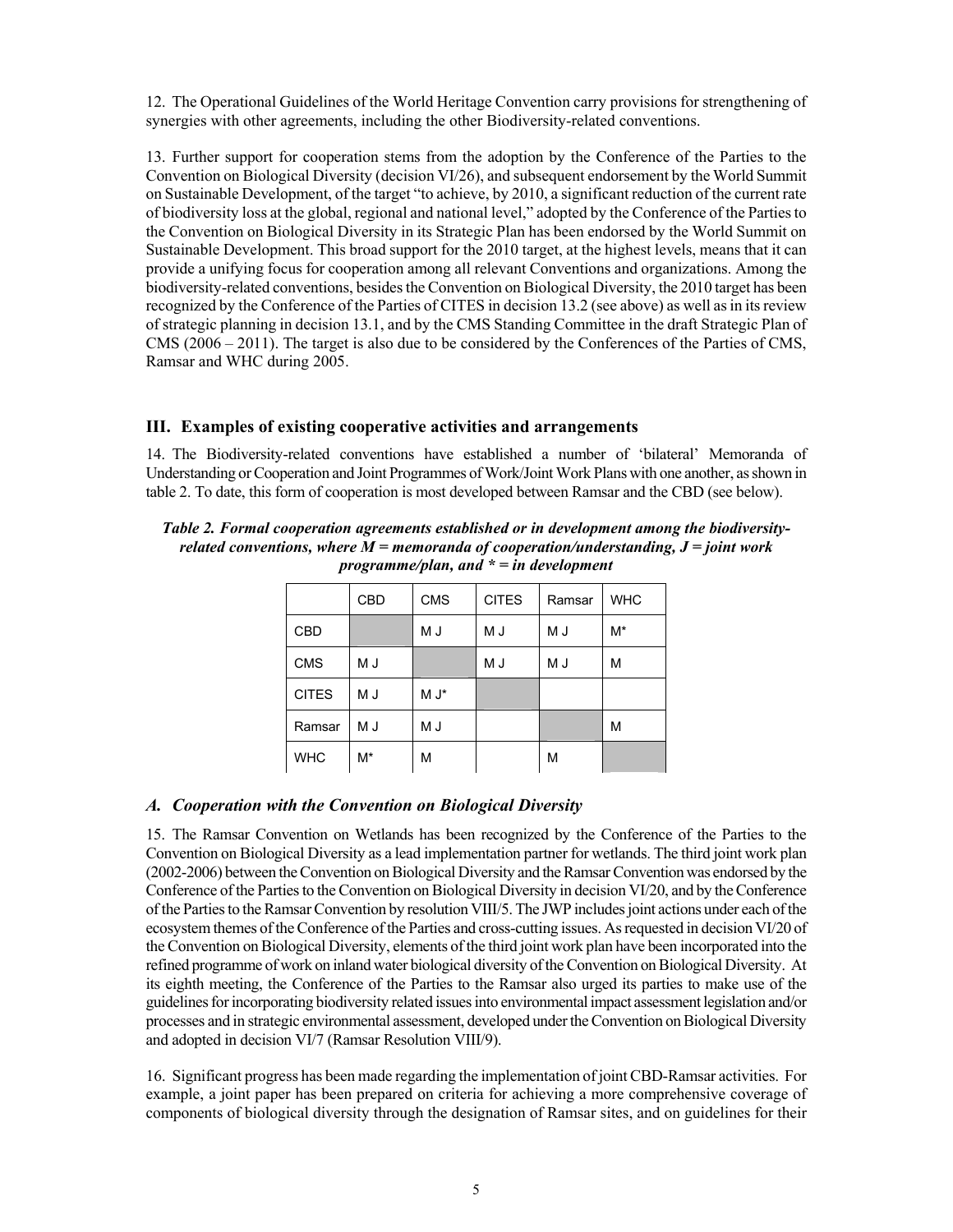12. The Operational Guidelines of the World Heritage Convention carry provisions for strengthening of synergies with other agreements, including the other Biodiversity-related conventions.

13. Further support for cooperation stems from the adoption by the Conference of the Parties to the Convention on Biological Diversity (decision VI/26), and subsequent endorsement by the World Summit on Sustainable Development, of the target "to achieve, by 2010, a significant reduction of the current rate of biodiversity loss at the global, regional and national level," adopted by the Conference of the Parties to the Convention on Biological Diversity in its Strategic Plan has been endorsed by the World Summit on Sustainable Development. This broad support for the 2010 target, at the highest levels, means that it can provide a unifying focus for cooperation among all relevant Conventions and organizations. Among the biodiversity-related conventions, besides the Convention on Biological Diversity, the 2010 target has been recognized by the Conference of the Parties of CITES in decision 13.2 (see above) as well as in its review of strategic planning in decision 13.1, and by the CMS Standing Committee in the draft Strategic Plan of CMS (2006 – 2011). The target is also due to be considered by the Conferences of the Parties of CMS, Ramsar and WHC during 2005.

## III. Examples of existing cooperative activities and arrangements

14. The Biodiversity-related conventions have established a number of 'bilateral' Memoranda of Understanding or Cooperation and Joint Programmes of Work/Joint Work Plans with one another, as shown in table 2. To date, this form of cooperation is most developed between Ramsar and the CBD (see below).

***Table 2. Formal cooperation agreements established or in development among the biodiversity-related conventions, where M = memoranda of cooperation/understanding, J = joint work programme/plan, and * = in development***

| | CBD | CMS | CITES | Ramsar | WHC |
|---|---|---|---|---|---|
| CBD | | M J | M J | M J | M* |
| CMS | M J | | M J | M J | M |
| CITES | M J | M J* | | | |
| Ramsar | M J | M J | | | M |
| WHC | M* | M | | M | |

### *A. Cooperation with the Convention on Biological Diversity*

15. The Ramsar Convention on Wetlands has been recognized by the Conference of the Parties to the Convention on Biological Diversity as a lead implementation partner for wetlands. The third joint work plan (2002-2006) between the Convention on Biological Diversity and the Ramsar Convention was endorsed by the Conference of the Parties to the Convention on Biological Diversity in decision VI/20, and by the Conference of the Parties to the Ramsar Convention by resolution VIII/5. The JWP includes joint actions under each of the ecosystem themes of the Conference of the Parties and cross-cutting issues. As requested in decision VI/20 of the Convention on Biological Diversity, elements of the third joint work plan have been incorporated into the refined programme of work on inland water biological diversity of the Convention on Biological Diversity. At its eighth meeting, the Conference of the Parties to the Ramsar also urged its parties to make use of the guidelines for incorporating biodiversity related issues into environmental impact assessment legislation and/or processes and in strategic environmental assessment, developed under the Convention on Biological Diversity and adopted in decision VI/7 (Ramsar Resolution VIII/9).

16. Significant progress has been made regarding the implementation of joint CBD-Ramsar activities. For example, a joint paper has been prepared on criteria for achieving a more comprehensive coverage of components of biological diversity through the designation of Ramsar sites, and on guidelines for their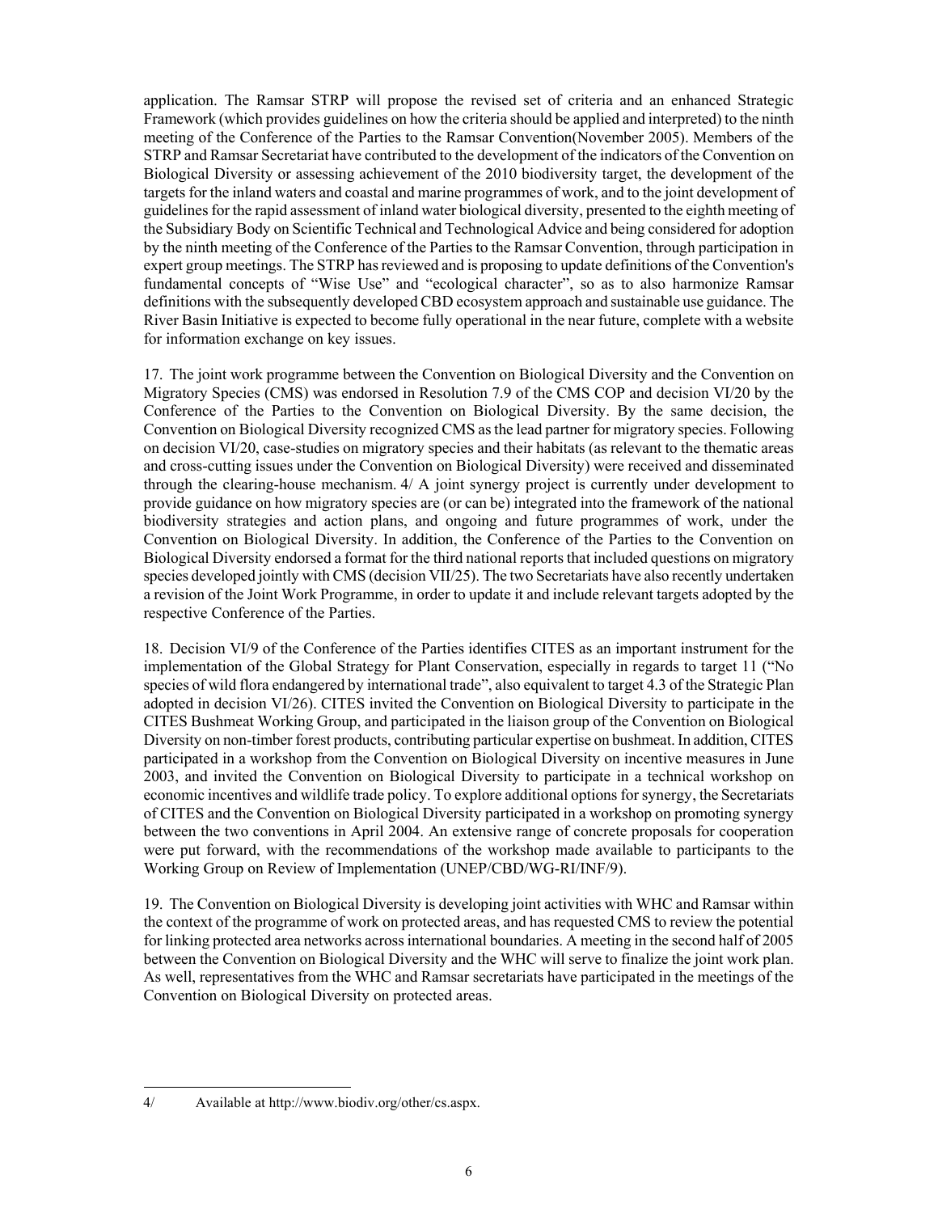application. The Ramsar STRP will propose the revised set of criteria and an enhanced Strategic Framework (which provides guidelines on how the criteria should be applied and interpreted) to the ninth meeting of the Conference of the Parties to the Ramsar Convention(November 2005). Members of the STRP and Ramsar Secretariat have contributed to the development of the indicators of the Convention on Biological Diversity or assessing achievement of the 2010 biodiversity target, the development of the targets for the inland waters and coastal and marine programmes of work, and to the joint development of guidelines for the rapid assessment of inland water biological diversity, presented to the eighth meeting of the Subsidiary Body on Scientific Technical and Technological Advice and being considered for adoption by the ninth meeting of the Conference of the Parties to the Ramsar Convention, through participation in expert group meetings. The STRP has reviewed and is proposing to update definitions of the Convention's fundamental concepts of "Wise Use" and "ecological character", so as to also harmonize Ramsar definitions with the subsequently developed CBD ecosystem approach and sustainable use guidance. The River Basin Initiative is expected to become fully operational in the near future, complete with a website for information exchange on key issues.

17. The joint work programme between the Convention on Biological Diversity and the Convention on Migratory Species (CMS) was endorsed in Resolution 7.9 of the CMS COP and decision VI/20 by the Conference of the Parties to the Convention on Biological Diversity. By the same decision, the Convention on Biological Diversity recognized CMS as the lead partner for migratory species. Following on decision VI/20, case-studies on migratory species and their habitats (as relevant to the thematic areas and cross-cutting issues under the Convention on Biological Diversity) were received and disseminated through the clearing-house mechanism. 4/ A joint synergy project is currently under development to provide guidance on how migratory species are (or can be) integrated into the framework of the national biodiversity strategies and action plans, and ongoing and future programmes of work, under the Convention on Biological Diversity. In addition, the Conference of the Parties to the Convention on Biological Diversity endorsed a format for the third national reports that included questions on migratory species developed jointly with CMS (decision VII/25). The two Secretariats have also recently undertaken a revision of the Joint Work Programme, in order to update it and include relevant targets adopted by the respective Conference of the Parties.

18. Decision VI/9 of the Conference of the Parties identifies CITES as an important instrument for the implementation of the Global Strategy for Plant Conservation, especially in regards to target 11 ("No species of wild flora endangered by international trade", also equivalent to target 4.3 of the Strategic Plan adopted in decision VI/26). CITES invited the Convention on Biological Diversity to participate in the CITES Bushmeat Working Group, and participated in the liaison group of the Convention on Biological Diversity on non-timber forest products, contributing particular expertise on bushmeat. In addition, CITES participated in a workshop from the Convention on Biological Diversity on incentive measures in June 2003, and invited the Convention on Biological Diversity to participate in a technical workshop on economic incentives and wildlife trade policy. To explore additional options for synergy, the Secretariats of CITES and the Convention on Biological Diversity participated in a workshop on promoting synergy between the two conventions in April 2004. An extensive range of concrete proposals for cooperation were put forward, with the recommendations of the workshop made available to participants to the Working Group on Review of Implementation (UNEP/CBD/WG-RI/INF/9).

19. The Convention on Biological Diversity is developing joint activities with WHC and Ramsar within the context of the programme of work on protected areas, and has requested CMS to review the potential for linking protected area networks across international boundaries. A meeting in the second half of 2005 between the Convention on Biological Diversity and the WHC will serve to finalize the joint work plan. As well, representatives from the WHC and Ramsar secretariats have participated in the meetings of the Convention on Biological Diversity on protected areas.

---

4/ Available at http://www.biodiv.org/other/cs.aspx.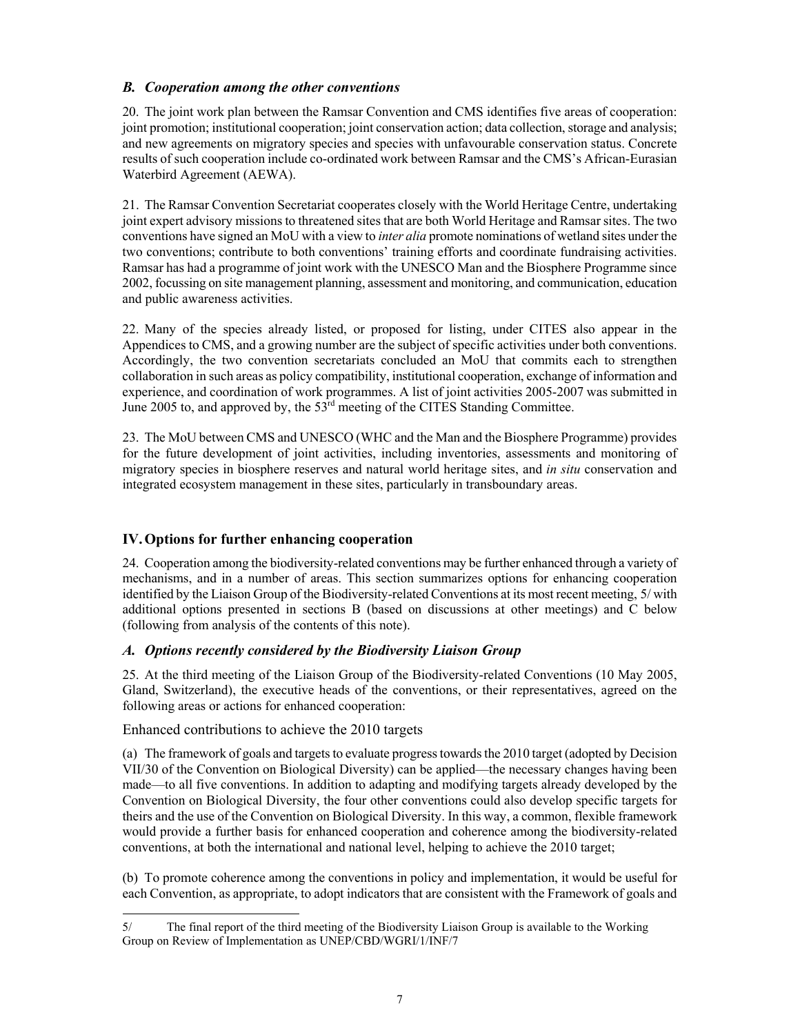### *B. Cooperation among the other conventions*

20. The joint work plan between the Ramsar Convention and CMS identifies five areas of cooperation: joint promotion; institutional cooperation; joint conservation action; data collection, storage and analysis; and new agreements on migratory species and species with unfavourable conservation status. Concrete results of such cooperation include co-ordinated work between Ramsar and the CMS's African-Eurasian Waterbird Agreement (AEWA).

21. The Ramsar Convention Secretariat cooperates closely with the World Heritage Centre, undertaking joint expert advisory missions to threatened sites that are both World Heritage and Ramsar sites. The two conventions have signed an MoU with a view to *inter alia* promote nominations of wetland sites under the two conventions; contribute to both conventions' training efforts and coordinate fundraising activities. Ramsar has had a programme of joint work with the UNESCO Man and the Biosphere Programme since 2002, focussing on site management planning, assessment and monitoring, and communication, education and public awareness activities.

22. Many of the species already listed, or proposed for listing, under CITES also appear in the Appendices to CMS, and a growing number are the subject of specific activities under both conventions. Accordingly, the two convention secretariats concluded an MoU that commits each to strengthen collaboration in such areas as policy compatibility, institutional cooperation, exchange of information and experience, and coordination of work programmes. A list of joint activities 2005-2007 was submitted in June 2005 to, and approved by, the 53rd meeting of the CITES Standing Committee.

23. The MoU between CMS and UNESCO (WHC and the Man and the Biosphere Programme) provides for the future development of joint activities, including inventories, assessments and monitoring of migratory species in biosphere reserves and natural world heritage sites, and *in situ* conservation and integrated ecosystem management in these sites, particularly in transboundary areas.

## IV. Options for further enhancing cooperation

24. Cooperation among the biodiversity-related conventions may be further enhanced through a variety of mechanisms, and in a number of areas. This section summarizes options for enhancing cooperation identified by the Liaison Group of the Biodiversity-related Conventions at its most recent meeting, 5/ with additional options presented in sections B (based on discussions at other meetings) and C below (following from analysis of the contents of this note).

### *A. Options recently considered by the Biodiversity Liaison Group*

25. At the third meeting of the Liaison Group of the Biodiversity-related Conventions (10 May 2005, Gland, Switzerland), the executive heads of the conventions, or their representatives, agreed on the following areas or actions for enhanced cooperation:

Enhanced contributions to achieve the 2010 targets

(a) The framework of goals and targets to evaluate progress towards the 2010 target (adopted by Decision VII/30 of the Convention on Biological Diversity) can be applied—the necessary changes having been made—to all five conventions. In addition to adapting and modifying targets already developed by the Convention on Biological Diversity, the four other conventions could also develop specific targets for theirs and the use of the Convention on Biological Diversity. In this way, a common, flexible framework would provide a further basis for enhanced cooperation and coherence among the biodiversity-related conventions, at both the international and national level, helping to achieve the 2010 target;

(b) To promote coherence among the conventions in policy and implementation, it would be useful for each Convention, as appropriate, to adopt indicators that are consistent with the Framework of goals and

---

5/ The final report of the third meeting of the Biodiversity Liaison Group is available to the Working Group on Review of Implementation as UNEP/CBD/WGRI/1/INF/7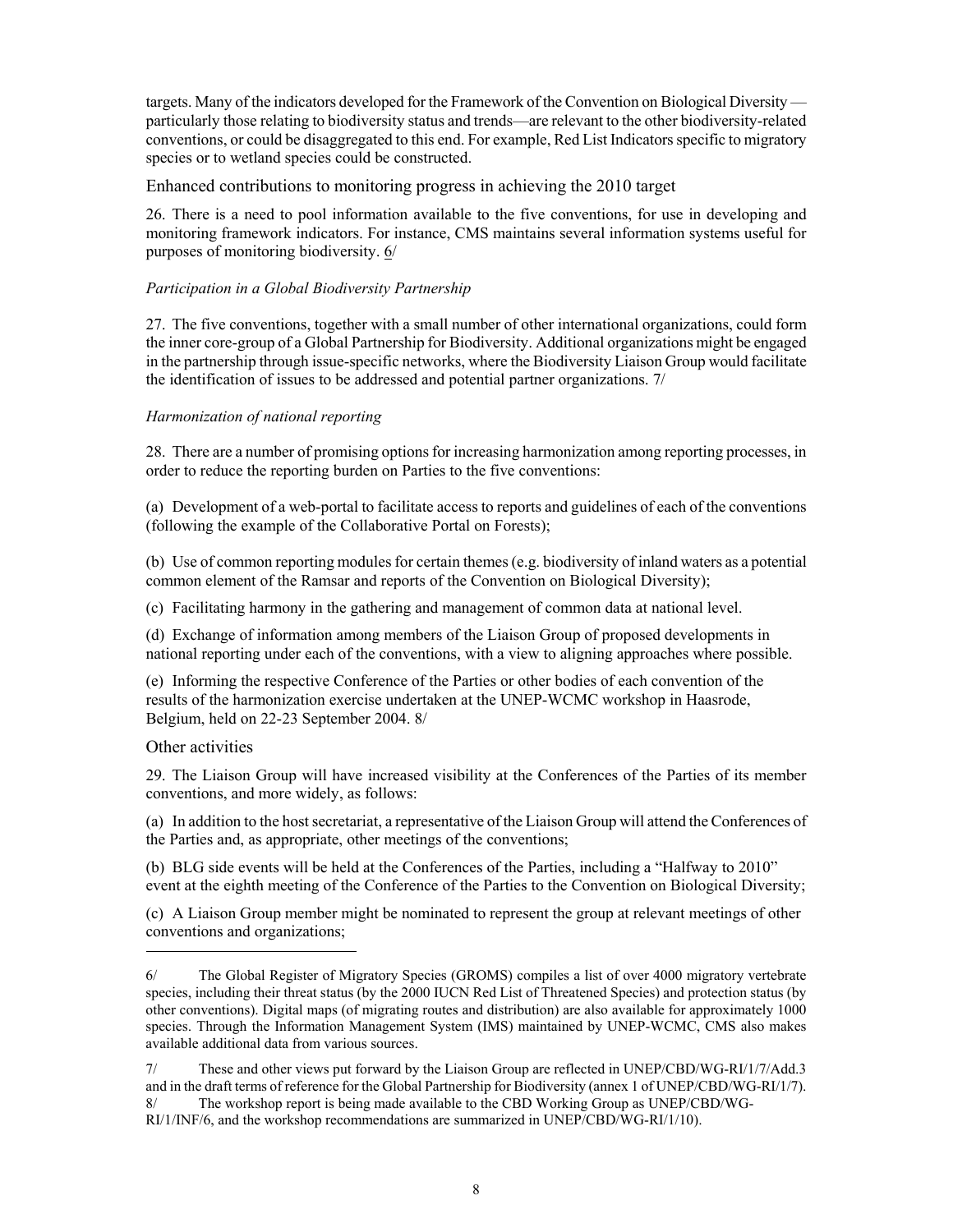targets. Many of the indicators developed for the Framework of the Convention on Biological Diversity — particularly those relating to biodiversity status and trends—are relevant to the other biodiversity-related conventions, or could be disaggregated to this end. For example, Red List Indicators specific to migratory species or to wetland species could be constructed.

## Enhanced contributions to monitoring progress in achieving the 2010 target

26. There is a need to pool information available to the five conventions, for use in developing and monitoring framework indicators. For instance, CMS maintains several information systems useful for purposes of monitoring biodiversity. 6/

### *Participation in a Global Biodiversity Partnership*

27. The five conventions, together with a small number of other international organizations, could form the inner core-group of a Global Partnership for Biodiversity. Additional organizations might be engaged in the partnership through issue-specific networks, where the Biodiversity Liaison Group would facilitate the identification of issues to be addressed and potential partner organizations. 7/

### *Harmonization of national reporting*

28. There are a number of promising options for increasing harmonization among reporting processes, in order to reduce the reporting burden on Parties to the five conventions:

(a) Development of a web-portal to facilitate access to reports and guidelines of each of the conventions (following the example of the Collaborative Portal on Forests);

(b) Use of common reporting modules for certain themes (e.g. biodiversity of inland waters as a potential common element of the Ramsar and reports of the Convention on Biological Diversity);

(c) Facilitating harmony in the gathering and management of common data at national level.

(d) Exchange of information among members of the Liaison Group of proposed developments in national reporting under each of the conventions, with a view to aligning approaches where possible.

(e) Informing the respective Conference of the Parties or other bodies of each convention of the results of the harmonization exercise undertaken at the UNEP-WCMC workshop in Haasrode, Belgium, held on 22-23 September 2004. 8/

## Other activities

29. The Liaison Group will have increased visibility at the Conferences of the Parties of its member conventions, and more widely, as follows:

(a) In addition to the host secretariat, a representative of the Liaison Group will attend the Conferences of the Parties and, as appropriate, other meetings of the conventions;

(b) BLG side events will be held at the Conferences of the Parties, including a "Halfway to 2010" event at the eighth meeting of the Conference of the Parties to the Convention on Biological Diversity;

(c) A Liaison Group member might be nominated to represent the group at relevant meetings of other conventions and organizations;

---

6/ The Global Register of Migratory Species (GROMS) compiles a list of over 4000 migratory vertebrate species, including their threat status (by the 2000 IUCN Red List of Threatened Species) and protection status (by other conventions). Digital maps (of migrating routes and distribution) are also available for approximately 1000 species. Through the Information Management System (IMS) maintained by UNEP-WCMC, CMS also makes available additional data from various sources.

7/ These and other views put forward by the Liaison Group are reflected in UNEP/CBD/WG-RI/1/7/Add.3 and in the draft terms of reference for the Global Partnership for Biodiversity (annex 1 of UNEP/CBD/WG-RI/1/7).

8/ The workshop report is being made available to the CBD Working Group as UNEP/CBD/WG-RI/1/INF/6, and the workshop recommendations are summarized in UNEP/CBD/WG-RI/1/10).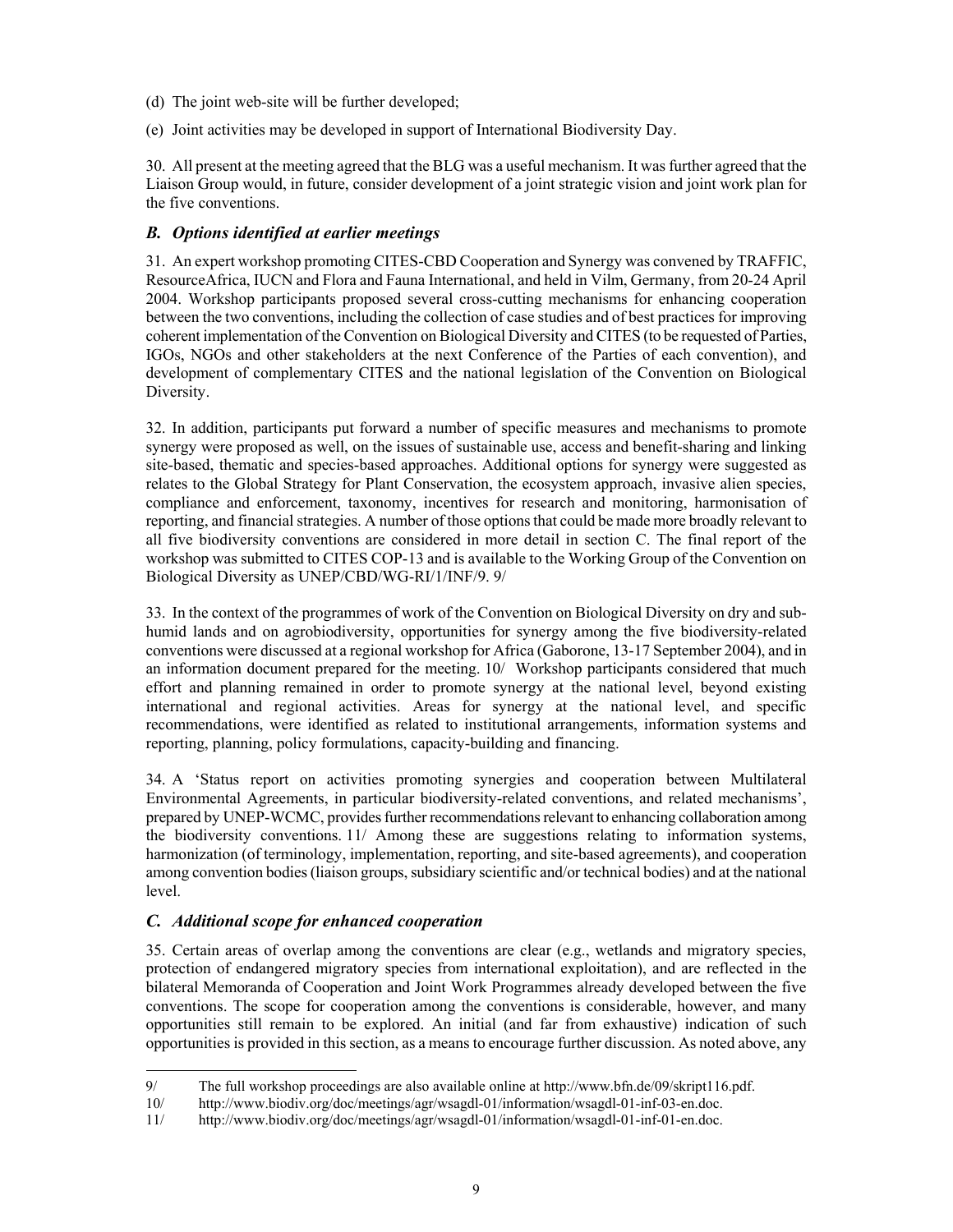(d) The joint web-site will be further developed;

(e) Joint activities may be developed in support of International Biodiversity Day.

30. All present at the meeting agreed that the BLG was a useful mechanism. It was further agreed that the Liaison Group would, in future, consider development of a joint strategic vision and joint work plan for the five conventions.

### *B. Options identified at earlier meetings*

31. An expert workshop promoting CITES-CBD Cooperation and Synergy was convened by TRAFFIC, ResourceAfrica, IUCN and Flora and Fauna International, and held in Vilm, Germany, from 20-24 April 2004. Workshop participants proposed several cross-cutting mechanisms for enhancing cooperation between the two conventions, including the collection of case studies and of best practices for improving coherent implementation of the Convention on Biological Diversity and CITES (to be requested of Parties, IGOs, NGOs and other stakeholders at the next Conference of the Parties of each convention), and development of complementary CITES and the national legislation of the Convention on Biological Diversity.

32. In addition, participants put forward a number of specific measures and mechanisms to promote synergy were proposed as well, on the issues of sustainable use, access and benefit-sharing and linking site-based, thematic and species-based approaches. Additional options for synergy were suggested as relates to the Global Strategy for Plant Conservation, the ecosystem approach, invasive alien species, compliance and enforcement, taxonomy, incentives for research and monitoring, harmonisation of reporting, and financial strategies. A number of those options that could be made more broadly relevant to all five biodiversity conventions are considered in more detail in section C. The final report of the workshop was submitted to CITES COP-13 and is available to the Working Group of the Convention on Biological Diversity as UNEP/CBD/WG-RI/1/INF/9. 9/

33. In the context of the programmes of work of the Convention on Biological Diversity on dry and sub-humid lands and on agrobiodiversity, opportunities for synergy among the five biodiversity-related conventions were discussed at a regional workshop for Africa (Gaborone, 13-17 September 2004), and in an information document prepared for the meeting. 10/ Workshop participants considered that much effort and planning remained in order to promote synergy at the national level, beyond existing international and regional activities. Areas for synergy at the national level, and specific recommendations, were identified as related to institutional arrangements, information systems and reporting, planning, policy formulations, capacity-building and financing.

34. A 'Status report on activities promoting synergies and cooperation between Multilateral Environmental Agreements, in particular biodiversity-related conventions, and related mechanisms', prepared by UNEP-WCMC, provides further recommendations relevant to enhancing collaboration among the biodiversity conventions. 11/ Among these are suggestions relating to information systems, harmonization (of terminology, implementation, reporting, and site-based agreements), and cooperation among convention bodies (liaison groups, subsidiary scientific and/or technical bodies) and at the national level.

### *C. Additional scope for enhanced cooperation*

35. Certain areas of overlap among the conventions are clear (e.g., wetlands and migratory species, protection of endangered migratory species from international exploitation), and are reflected in the bilateral Memoranda of Cooperation and Joint Work Programmes already developed between the five conventions. The scope for cooperation among the conventions is considerable, however, and many opportunities still remain to be explored. An initial (and far from exhaustive) indication of such opportunities is provided in this section, as a means to encourage further discussion. As noted above, any

---

9/ The full workshop proceedings are also available online at http://www.bfn.de/09/skript116.pdf.

10/ http://www.biodiv.org/doc/meetings/agr/wsagdl-01/information/wsagdl-01-inf-03-en.doc.

11/ http://www.biodiv.org/doc/meetings/agr/wsagdl-01/information/wsagdl-01-inf-01-en.doc.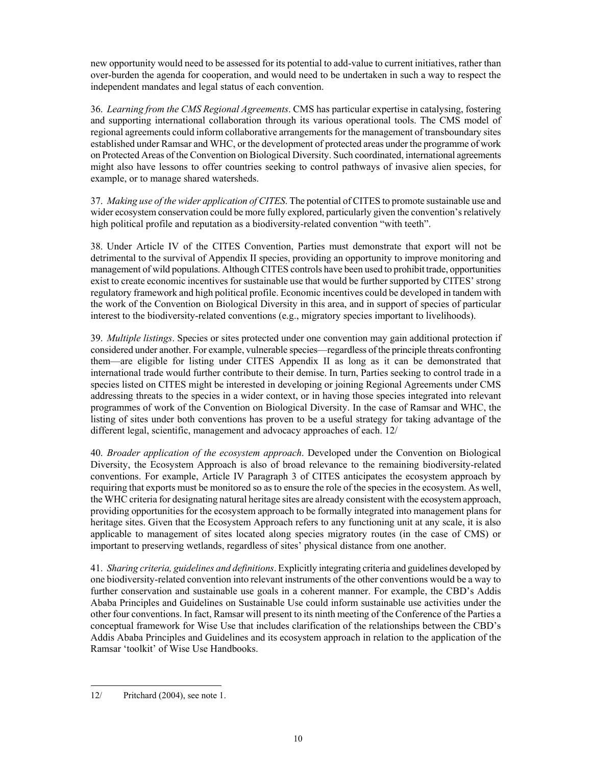new opportunity would need to be assessed for its potential to add-value to current initiatives, rather than over-burden the agenda for cooperation, and would need to be undertaken in such a way to respect the independent mandates and legal status of each convention.

36. *Learning from the CMS Regional Agreements*. CMS has particular expertise in catalysing, fostering and supporting international collaboration through its various operational tools. The CMS model of regional agreements could inform collaborative arrangements for the management of transboundary sites established under Ramsar and WHC, or the development of protected areas under the programme of work on Protected Areas of the Convention on Biological Diversity. Such coordinated, international agreements might also have lessons to offer countries seeking to control pathways of invasive alien species, for example, or to manage shared watersheds.

37. *Making use of the wider application of CITES*. The potential of CITES to promote sustainable use and wider ecosystem conservation could be more fully explored, particularly given the convention's relatively high political profile and reputation as a biodiversity-related convention "with teeth".

38. Under Article IV of the CITES Convention, Parties must demonstrate that export will not be detrimental to the survival of Appendix II species, providing an opportunity to improve monitoring and management of wild populations. Although CITES controls have been used to prohibit trade, opportunities exist to create economic incentives for sustainable use that would be further supported by CITES' strong regulatory framework and high political profile. Economic incentives could be developed in tandem with the work of the Convention on Biological Diversity in this area, and in support of species of particular interest to the biodiversity-related conventions (e.g., migratory species important to livelihoods).

39. *Multiple listings*. Species or sites protected under one convention may gain additional protection if considered under another. For example, vulnerable species—regardless of the principle threats confronting them—are eligible for listing under CITES Appendix II as long as it can be demonstrated that international trade would further contribute to their demise. In turn, Parties seeking to control trade in a species listed on CITES might be interested in developing or joining Regional Agreements under CMS addressing threats to the species in a wider context, or in having those species integrated into relevant programmes of work of the Convention on Biological Diversity. In the case of Ramsar and WHC, the listing of sites under both conventions has proven to be a useful strategy for taking advantage of the different legal, scientific, management and advocacy approaches of each. 12/

40. *Broader application of the ecosystem approach*. Developed under the Convention on Biological Diversity, the Ecosystem Approach is also of broad relevance to the remaining biodiversity-related conventions. For example, Article IV Paragraph 3 of CITES anticipates the ecosystem approach by requiring that exports must be monitored so as to ensure the role of the species in the ecosystem. As well, the WHC criteria for designating natural heritage sites are already consistent with the ecosystem approach, providing opportunities for the ecosystem approach to be formally integrated into management plans for heritage sites. Given that the Ecosystem Approach refers to any functioning unit at any scale, it is also applicable to management of sites located along species migratory routes (in the case of CMS) or important to preserving wetlands, regardless of sites' physical distance from one another.

41. *Sharing criteria, guidelines and definitions*. Explicitly integrating criteria and guidelines developed by one biodiversity-related convention into relevant instruments of the other conventions would be a way to further conservation and sustainable use goals in a coherent manner. For example, the CBD's Addis Ababa Principles and Guidelines on Sustainable Use could inform sustainable use activities under the other four conventions. In fact, Ramsar will present to its ninth meeting of the Conference of the Parties a conceptual framework for Wise Use that includes clarification of the relationships between the CBD's Addis Ababa Principles and Guidelines and its ecosystem approach in relation to the application of the Ramsar 'toolkit' of Wise Use Handbooks.

---

12/ Pritchard (2004), see note 1.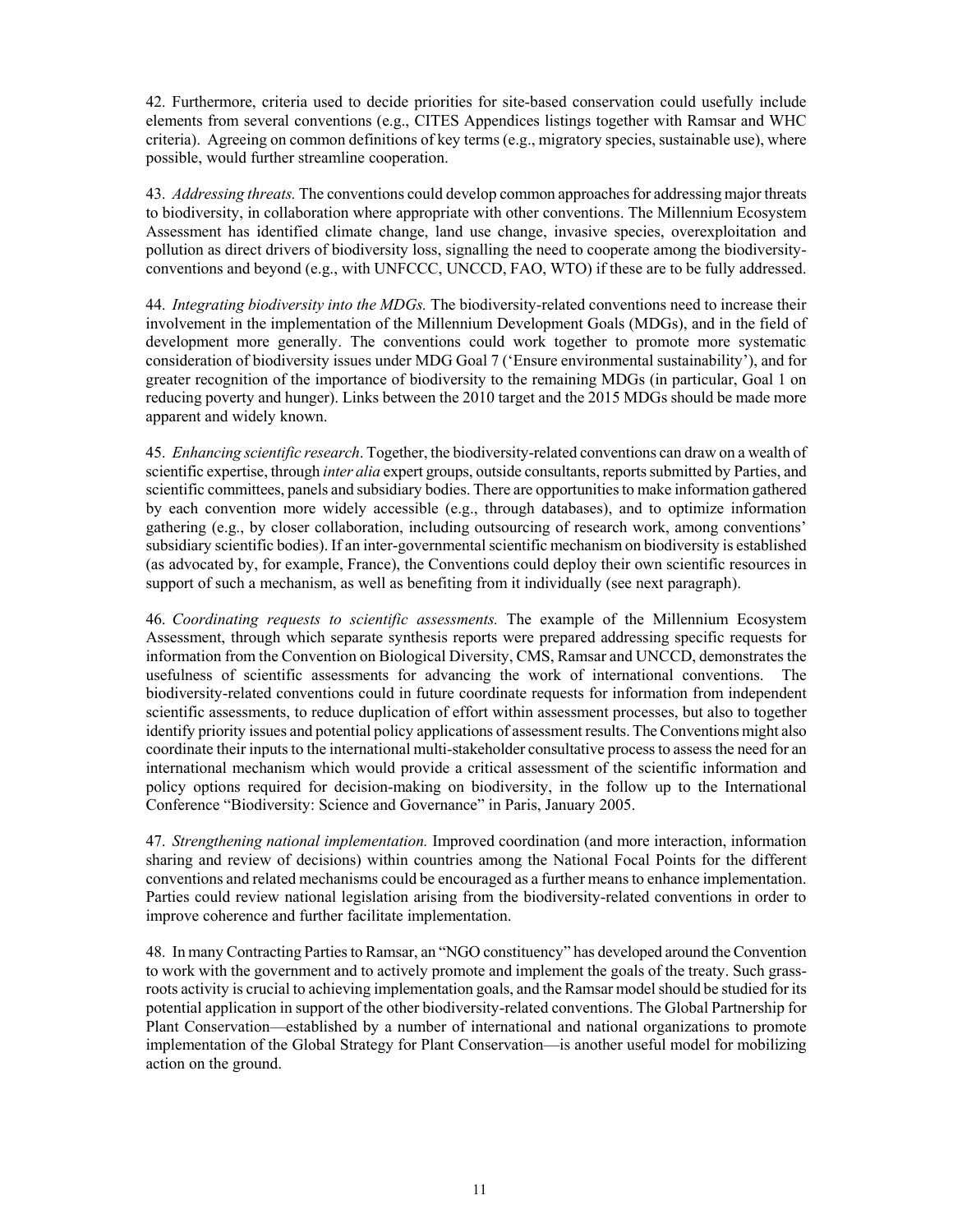42. Furthermore, criteria used to decide priorities for site-based conservation could usefully include elements from several conventions (e.g., CITES Appendices listings together with Ramsar and WHC criteria). Agreeing on common definitions of key terms (e.g., migratory species, sustainable use), where possible, would further streamline cooperation.

43. *Addressing threats.* The conventions could develop common approaches for addressing major threats to biodiversity, in collaboration where appropriate with other conventions. The Millennium Ecosystem Assessment has identified climate change, land use change, invasive species, overexploitation and pollution as direct drivers of biodiversity loss, signalling the need to cooperate among the biodiversity-conventions and beyond (e.g., with UNFCCC, UNCCD, FAO, WTO) if these are to be fully addressed.

44. *Integrating biodiversity into the MDGs.* The biodiversity-related conventions need to increase their involvement in the implementation of the Millennium Development Goals (MDGs), and in the field of development more generally. The conventions could work together to promote more systematic consideration of biodiversity issues under MDG Goal 7 ('Ensure environmental sustainability'), and for greater recognition of the importance of biodiversity to the remaining MDGs (in particular, Goal 1 on reducing poverty and hunger). Links between the 2010 target and the 2015 MDGs should be made more apparent and widely known.

45. *Enhancing scientific research*. Together, the biodiversity-related conventions can draw on a wealth of scientific expertise, through *inter alia* expert groups, outside consultants, reports submitted by Parties, and scientific committees, panels and subsidiary bodies. There are opportunities to make information gathered by each convention more widely accessible (e.g., through databases), and to optimize information gathering (e.g., by closer collaboration, including outsourcing of research work, among conventions' subsidiary scientific bodies). If an inter-governmental scientific mechanism on biodiversity is established (as advocated by, for example, France), the Conventions could deploy their own scientific resources in support of such a mechanism, as well as benefiting from it individually (see next paragraph).

46. *Coordinating requests to scientific assessments.* The example of the Millennium Ecosystem Assessment, through which separate synthesis reports were prepared addressing specific requests for information from the Convention on Biological Diversity, CMS, Ramsar and UNCCD, demonstrates the usefulness of scientific assessments for advancing the work of international conventions. The biodiversity-related conventions could in future coordinate requests for information from independent scientific assessments, to reduce duplication of effort within assessment processes, but also to together identify priority issues and potential policy applications of assessment results. The Conventions might also coordinate their inputs to the international multi-stakeholder consultative process to assess the need for an international mechanism which would provide a critical assessment of the scientific information and policy options required for decision-making on biodiversity, in the follow up to the International Conference "Biodiversity: Science and Governance" in Paris, January 2005.

47. *Strengthening national implementation.* Improved coordination (and more interaction, information sharing and review of decisions) within countries among the National Focal Points for the different conventions and related mechanisms could be encouraged as a further means to enhance implementation. Parties could review national legislation arising from the biodiversity-related conventions in order to improve coherence and further facilitate implementation.

48. In many Contracting Parties to Ramsar, an "NGO constituency" has developed around the Convention to work with the government and to actively promote and implement the goals of the treaty. Such grass-roots activity is crucial to achieving implementation goals, and the Ramsar model should be studied for its potential application in support of the other biodiversity-related conventions. The Global Partnership for Plant Conservation—established by a number of international and national organizations to promote implementation of the Global Strategy for Plant Conservation—is another useful model for mobilizing action on the ground.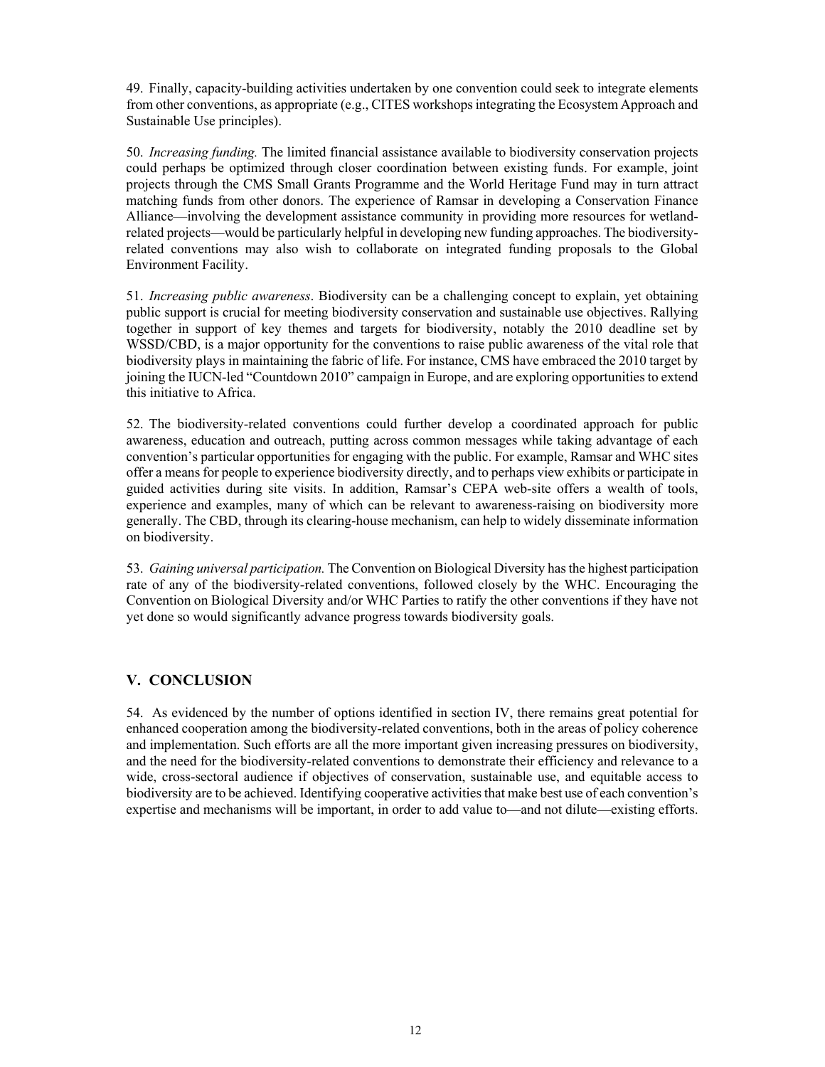49. Finally, capacity-building activities undertaken by one convention could seek to integrate elements from other conventions, as appropriate (e.g., CITES workshops integrating the Ecosystem Approach and Sustainable Use principles).

50. *Increasing funding.* The limited financial assistance available to biodiversity conservation projects could perhaps be optimized through closer coordination between existing funds. For example, joint projects through the CMS Small Grants Programme and the World Heritage Fund may in turn attract matching funds from other donors. The experience of Ramsar in developing a Conservation Finance Alliance—involving the development assistance community in providing more resources for wetland-related projects—would be particularly helpful in developing new funding approaches. The biodiversity-related conventions may also wish to collaborate on integrated funding proposals to the Global Environment Facility.

51. *Increasing public awareness*. Biodiversity can be a challenging concept to explain, yet obtaining public support is crucial for meeting biodiversity conservation and sustainable use objectives. Rallying together in support of key themes and targets for biodiversity, notably the 2010 deadline set by WSSD/CBD, is a major opportunity for the conventions to raise public awareness of the vital role that biodiversity plays in maintaining the fabric of life. For instance, CMS have embraced the 2010 target by joining the IUCN-led "Countdown 2010" campaign in Europe, and are exploring opportunities to extend this initiative to Africa.

52. The biodiversity-related conventions could further develop a coordinated approach for public awareness, education and outreach, putting across common messages while taking advantage of each convention's particular opportunities for engaging with the public. For example, Ramsar and WHC sites offer a means for people to experience biodiversity directly, and to perhaps view exhibits or participate in guided activities during site visits. In addition, Ramsar's CEPA web-site offers a wealth of tools, experience and examples, many of which can be relevant to awareness-raising on biodiversity more generally. The CBD, through its clearing-house mechanism, can help to widely disseminate information on biodiversity.

53. *Gaining universal participation.* The Convention on Biological Diversity has the highest participation rate of any of the biodiversity-related conventions, followed closely by the WHC. Encouraging the Convention on Biological Diversity and/or WHC Parties to ratify the other conventions if they have not yet done so would significantly advance progress towards biodiversity goals.

## V. CONCLUSION

54. As evidenced by the number of options identified in section IV, there remains great potential for enhanced cooperation among the biodiversity-related conventions, both in the areas of policy coherence and implementation. Such efforts are all the more important given increasing pressures on biodiversity, and the need for the biodiversity-related conventions to demonstrate their efficiency and relevance to a wide, cross-sectoral audience if objectives of conservation, sustainable use, and equitable access to biodiversity are to be achieved. Identifying cooperative activities that make best use of each convention's expertise and mechanisms will be important, in order to add value to—and not dilute—existing efforts.